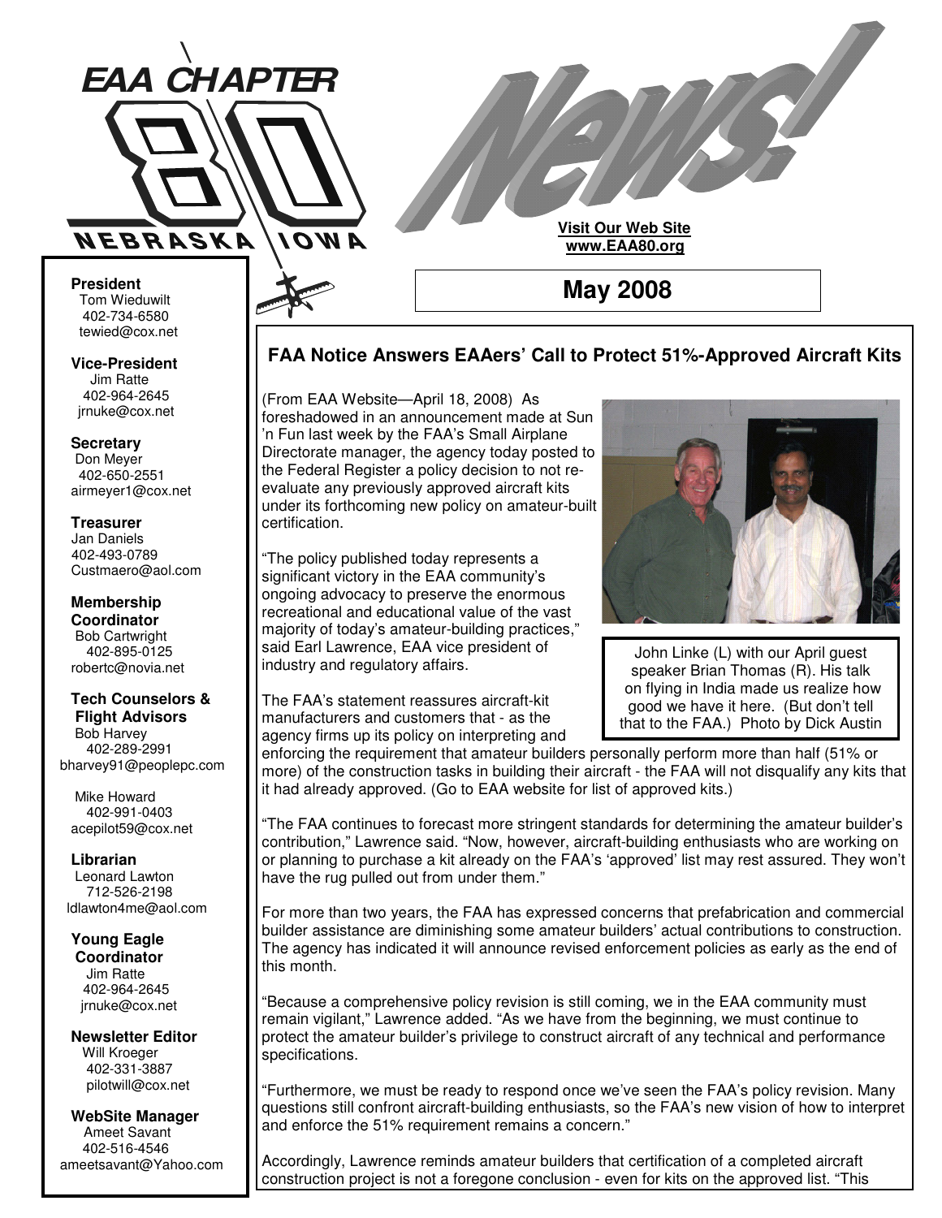# EAA CHAPTER 80 NEBRASKA IOWA

# News!

**Visit Our Web Site**
**www.EAA80.org**

## May 2008

**President**
Tom Wieduwilt
402-734-6580
tewied@cox.net

**Vice-President**
Jim Ratte
402-964-2645
jrnuke@cox.net

**Secretary**
Don Meyer
402-650-2551
airmeyer1@cox.net

**Treasurer**
Jan Daniels
402-493-0789
Custmaero@aol.com

**Membership Coordinator**
Bob Cartwright
402-895-0125
robertc@novia.net

**Tech Counselors & Flight Advisors**
Bob Harvey
402-289-2991
bharvey91@peoplepc.com

Mike Howard
402-991-0403
acepilot59@cox.net

**Librarian**
Leonard Lawton
712-526-2198
ldlawton4me@aol.com

**Young Eagle Coordinator**
Jim Ratte
402-964-2645
jrnuke@cox.net

**Newsletter Editor**
Will Kroeger
402-331-3887
pilotwill@cox.net

**WebSite Manager**
Ameet Savant
402-516-4546
ameetsavant@Yahoo.com

## FAA Notice Answers EAAers' Call to Protect 51%-Approved Aircraft Kits

(From EAA Website—April 18, 2008) As foreshadowed in an announcement made at Sun 'n Fun last week by the FAA's Small Airplane Directorate manager, the agency today posted to the Federal Register a policy decision to not re-evaluate any previously approved aircraft kits under its forthcoming new policy on amateur-built certification.

John Linke (L) with our April guest speaker Brian Thomas (R). His talk on flying in India made us realize how good we have it here. (But don't tell that to the FAA.) Photo by Dick Austin

"The policy published today represents a significant victory in the EAA community's ongoing advocacy to preserve the enormous recreational and educational value of the vast majority of today's amateur-building practices," said Earl Lawrence, EAA vice president of industry and regulatory affairs.

The FAA's statement reassures aircraft-kit manufacturers and customers that - as the agency firms up its policy on interpreting and enforcing the requirement that amateur builders personally perform more than half (51% or more) of the construction tasks in building their aircraft - the FAA will not disqualify any kits that it had already approved. (Go to EAA website for list of approved kits.)

"The FAA continues to forecast more stringent standards for determining the amateur builder's contribution," Lawrence said. "Now, however, aircraft-building enthusiasts who are working on or planning to purchase a kit already on the FAA's 'approved' list may rest assured. They won't have the rug pulled out from under them."

For more than two years, the FAA has expressed concerns that prefabrication and commercial builder assistance are diminishing some amateur builders' actual contributions to construction. The agency has indicated it will announce revised enforcement policies as early as the end of this month.

"Because a comprehensive policy revision is still coming, we in the EAA community must remain vigilant," Lawrence added. "As we have from the beginning, we must continue to protect the amateur builder's privilege to construct aircraft of any technical and performance specifications.

"Furthermore, we must be ready to respond once we've seen the FAA's policy revision. Many questions still confront aircraft-building enthusiasts, so the FAA's new vision of how to interpret and enforce the 51% requirement remains a concern."

Accordingly, Lawrence reminds amateur builders that certification of a completed aircraft construction project is not a foregone conclusion - even for kits on the approved list. "This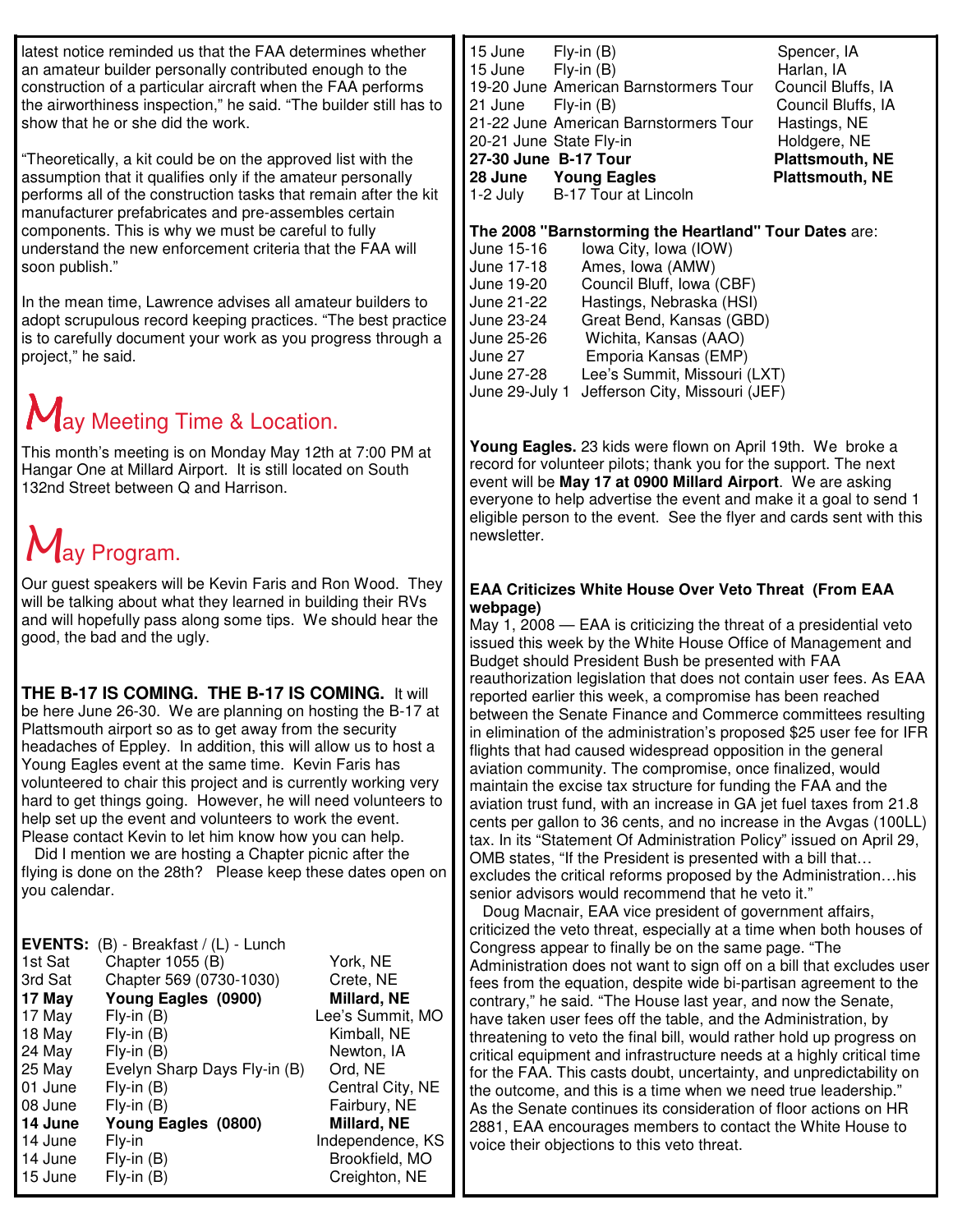latest notice reminded us that the FAA determines whether an amateur builder personally contributed enough to the construction of a particular aircraft when the FAA performs the airworthiness inspection," he said. "The builder still has to show that he or she did the work.

"Theoretically, a kit could be on the approved list with the assumption that it qualifies only if the amateur personally performs all of the construction tasks that remain after the kit manufacturer prefabricates and pre-assembles certain components. This is why we must be careful to fully understand the new enforcement criteria that the FAA will soon publish."

In the mean time, Lawrence advises all amateur builders to adopt scrupulous record keeping practices. "The best practice is to carefully document your work as you progress through a project," he said.

## May Meeting Time & Location.

This month's meeting is on Monday May 12th at 7:00 PM at Hangar One at Millard Airport. It is still located on South 132nd Street between Q and Harrison.

## May Program.

Our guest speakers will be Kevin Faris and Ron Wood. They will be talking about what they learned in building their RVs and will hopefully pass along some tips. We should hear the good, the bad and the ugly.

**THE B-17 IS COMING. THE B-17 IS COMING.** It will be here June 26-30. We are planning on hosting the B-17 at Plattsmouth airport so as to get away from the security headaches of Eppley. In addition, this will allow us to host a Young Eagles event at the same time. Kevin Faris has volunteered to chair this project and is currently working very hard to get things going. However, he will need volunteers to help set up the event and volunteers to work the event. Please contact Kevin to let him know how you can help.

Did I mention we are hosting a Chapter picnic after the flying is done on the 28th? Please keep these dates open on you calendar.

**EVENTS:** (B) - Breakfast / (L) - Lunch

| Date | Event | Location |
|---|---|---|
| 1st Sat | Chapter 1055 (B) | York, NE |
| 3rd Sat | Chapter 569 (0730-1030) | Crete, NE |
| **17 May** | **Young Eagles (0900)** | **Millard, NE** |
| 17 May | Fly-in (B) | Lee's Summit, MO |
| 18 May | Fly-in (B) | Kimball, NE |
| 24 May | Fly-in (B) | Newton, IA |
| 25 May | Evelyn Sharp Days Fly-in (B) | Ord, NE |
| 01 June | Fly-in (B) | Central City, NE |
| 08 June | Fly-in (B) | Fairbury, NE |
| **14 June** | **Young Eagles (0800)** | **Millard, NE** |
| 14 June | Fly-in | Independence, KS |
| 14 June | Fly-in (B) | Brookfield, MO |
| 15 June | Fly-in (B) | Creighton, NE |
| 15 June | Fly-in (B) | Spencer, IA |
| 15 June | Fly-in (B) | Harlan, IA |
| 19-20 June | American Barnstormers Tour | Council Bluffs, IA |
| 21 June | Fly-in (B) | Council Bluffs, IA |
| 21-22 June | American Barnstormers Tour | Hastings, NE |
| 20-21 June | State Fly-in | Holdgere, NE |
| **27-30 June** | **B-17 Tour** | **Plattsmouth, NE** |
| **28 June** | **Young Eagles** | **Plattsmouth, NE** |
| 1-2 July | B-17 Tour at Lincoln | |

**The 2008 "Barnstorming the Heartland" Tour Dates** are:

| Dates | Location |
|---|---|
| June 15-16 | Iowa City, Iowa (IOW) |
| June 17-18 | Ames, Iowa (AMW) |
| June 19-20 | Council Bluff, Iowa (CBF) |
| June 21-22 | Hastings, Nebraska (HSI) |
| June 23-24 | Great Bend, Kansas (GBD) |
| June 25-26 | Wichita, Kansas (AAO) |
| June 27 | Emporia Kansas (EMP) |
| June 27-28 | Lee's Summit, Missouri (LXT) |
| June 29-July 1 | Jefferson City, Missouri (JEF) |

**Young Eagles.** 23 kids were flown on April 19th. We broke a record for volunteer pilots; thank you for the support. The next event will be **May 17 at 0900 Millard Airport**. We are asking everyone to help advertise the event and make it a goal to send 1 eligible person to the event. See the flyer and cards sent with this newsletter.

**EAA Criticizes White House Over Veto Threat (From EAA webpage)**

May 1, 2008 — EAA is criticizing the threat of a presidential veto issued this week by the White House Office of Management and Budget should President Bush be presented with FAA reauthorization legislation that does not contain user fees. As EAA reported earlier this week, a compromise has been reached between the Senate Finance and Commerce committees resulting in elimination of the administration's proposed $25 user fee for IFR flights that had caused widespread opposition in the general aviation community. The compromise, once finalized, would maintain the excise tax structure for funding the FAA and the aviation trust fund, with an increase in GA jet fuel taxes from 21.8 cents per gallon to 36 cents, and no increase in the Avgas (100LL) tax. In its "Statement Of Administration Policy" issued on April 29, OMB states, "If the President is presented with a bill that… excludes the critical reforms proposed by the Administration…his senior advisors would recommend that he veto it."

Doug Macnair, EAA vice president of government affairs, criticized the veto threat, especially at a time when both houses of Congress appear to finally be on the same page. "The Administration does not want to sign off on a bill that excludes user fees from the equation, despite wide bi-partisan agreement to the contrary," he said. "The House last year, and now the Senate, have taken user fees off the table, and the Administration, by threatening to veto the final bill, would rather hold up progress on critical equipment and infrastructure needs at a highly critical time for the FAA. This casts doubt, uncertainty, and unpredictability on the outcome, and this is a time when we need true leadership." As the Senate continues its consideration of floor actions on HR 2881, EAA encourages members to contact the White House to voice their objections to this veto threat.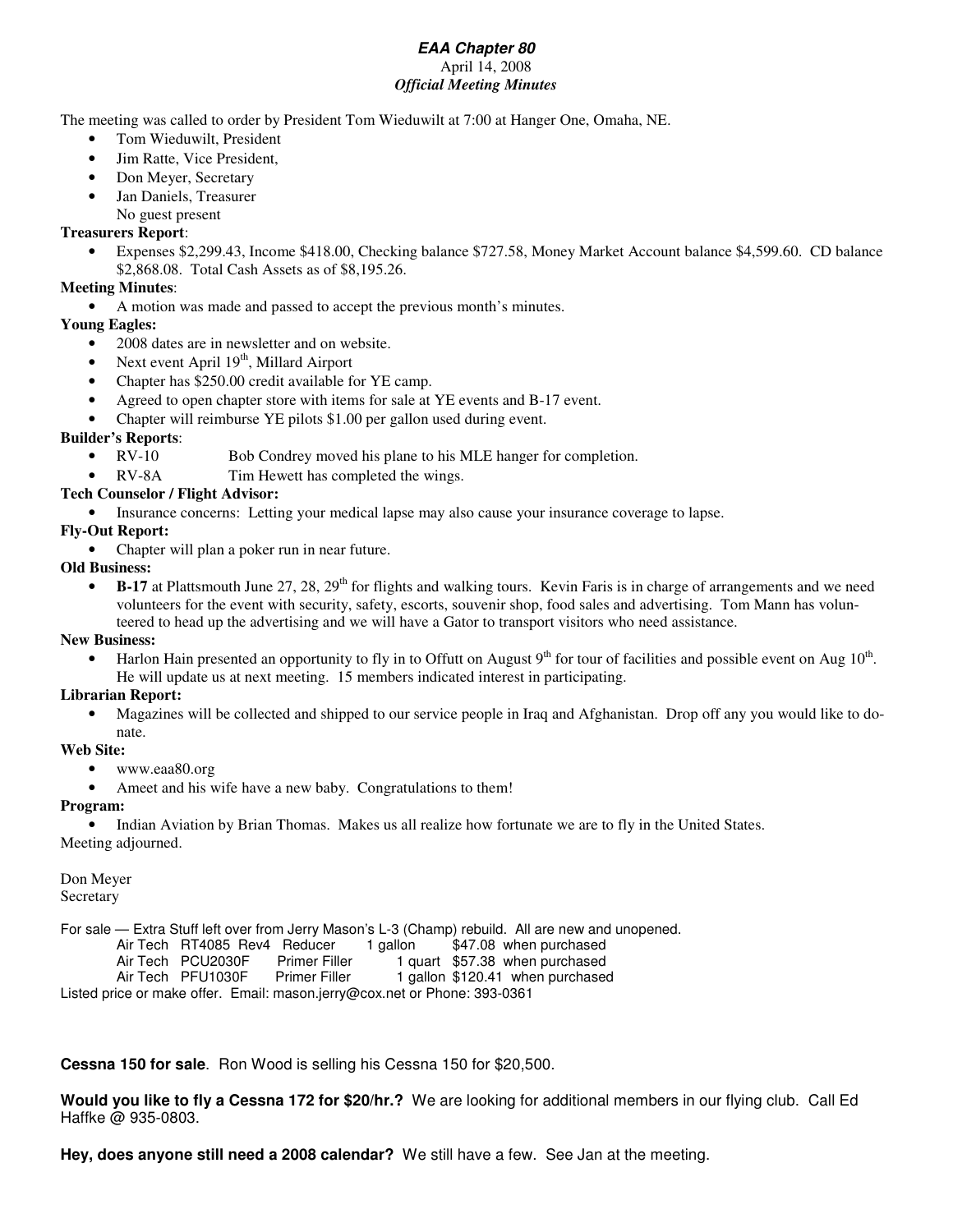***EAA Chapter 80***

April 14, 2008

***Official Meeting Minutes***

The meeting was called to order by President Tom Wieduwilt at 7:00 at Hanger One, Omaha, NE.

- Tom Wieduwilt, President
- Jim Ratte, Vice President,
- Don Meyer, Secretary
- Jan Daniels, Treasurer

  No guest present

**Treasurers Report**:

- Expenses $2,299.43, Income $418.00, Checking balance $727.58, Money Market Account balance $4,599.60. CD balance $2,868.08. Total Cash Assets as of $8,195.26.

**Meeting Minutes**:

- A motion was made and passed to accept the previous month's minutes.

**Young Eagles:**

- 2008 dates are in newsletter and on website.
- Next event April 19th, Millard Airport
- Chapter has $250.00 credit available for YE camp.
- Agreed to open chapter store with items for sale at YE events and B-17 event.
- Chapter will reimburse YE pilots $1.00 per gallon used during event.

**Builder's Reports**:

- RV-10 Bob Condrey moved his plane to his MLE hanger for completion.
- RV-8A Tim Hewett has completed the wings.

**Tech Counselor / Flight Advisor:**

- Insurance concerns: Letting your medical lapse may also cause your insurance coverage to lapse.

**Fly-Out Report:**

- Chapter will plan a poker run in near future.

**Old Business:**

- **B-17** at Plattsmouth June 27, 28, 29th for flights and walking tours. Kevin Faris is in charge of arrangements and we need volunteers for the event with security, safety, escorts, souvenir shop, food sales and advertising. Tom Mann has volunteered to head up the advertising and we will have a Gator to transport visitors who need assistance.

**New Business:**

- Harlon Hain presented an opportunity to fly in to Offutt on August 9th for tour of facilities and possible event on Aug 10th. He will update us at next meeting. 15 members indicated interest in participating.

**Librarian Report:**

- Magazines will be collected and shipped to our service people in Iraq and Afghanistan. Drop off any you would like to donate.

**Web Site:**

- www.eaa80.org
- Ameet and his wife have a new baby. Congratulations to them!

**Program:**

- Indian Aviation by Brian Thomas. Makes us all realize how fortunate we are to fly in the United States.

Meeting adjourned.

Don Meyer
Secretary

For sale — Extra Stuff left over from Jerry Mason's L-3 (Champ) rebuild. All are new and unopened.

| | | | |
|---|---|---|---|
| Air Tech RT4085 Rev4 | Reducer | 1 gallon | $47.08 when purchased |
| Air Tech PCU2030F | Primer Filler | 1 quart | $57.38 when purchased |
| Air Tech PFU1030F | Primer Filler | 1 gallon | $120.41 when purchased |

Listed price or make offer. Email: mason.jerry@cox.net or Phone: 393-0361

**Cessna 150 for sale**. Ron Wood is selling his Cessna 150 for $20,500.

**Would you like to fly a Cessna 172 for $20/hr.?** We are looking for additional members in our flying club. Call Ed Haffke @ 935-0803.

**Hey, does anyone still need a 2008 calendar?** We still have a few. See Jan at the meeting.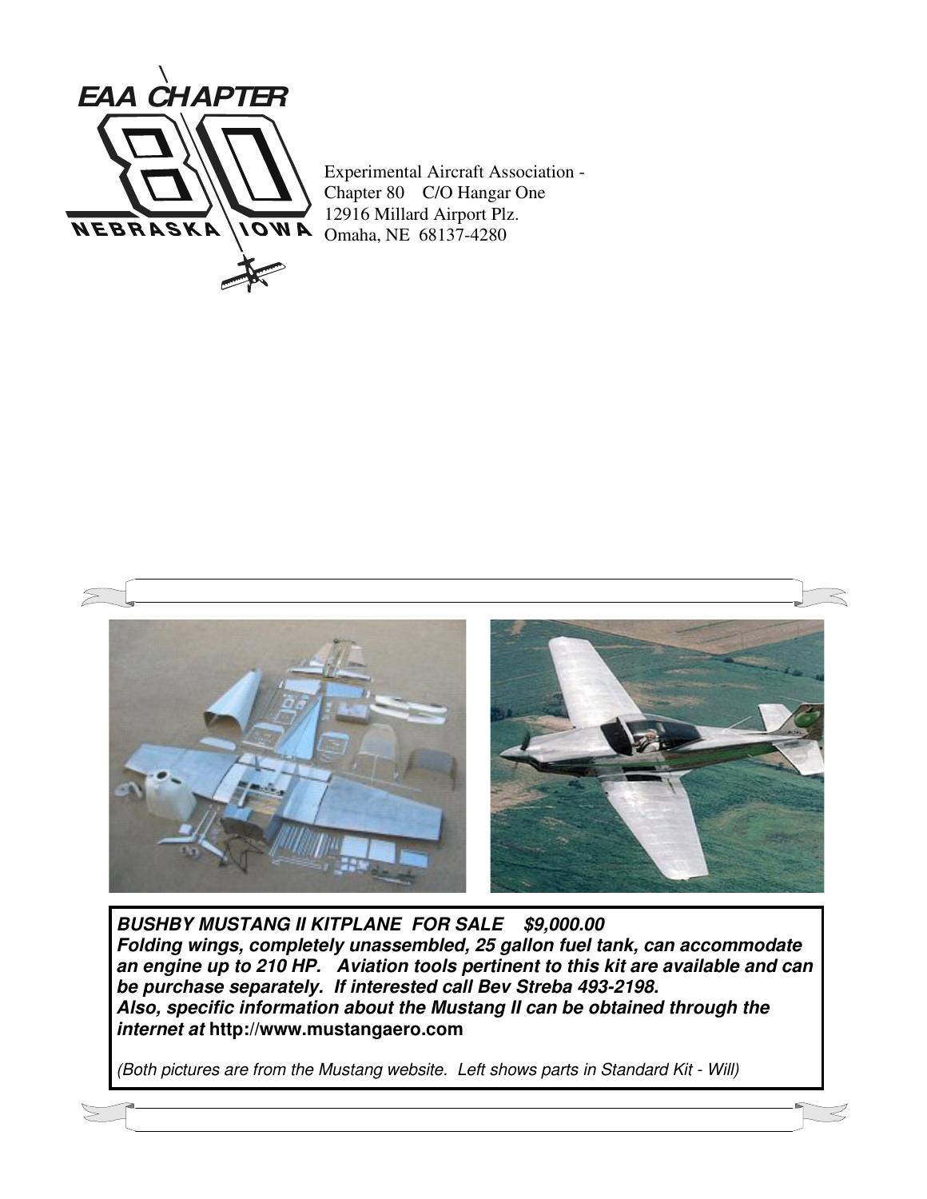EAA CHAPTER 80 NEBRASKA IOWA

Experimental Aircraft Association -
Chapter 80 C/O Hangar One
12916 Millard Airport Plz.
Omaha, NE 68137-4280

***BUSHBY MUSTANG II KITPLANE FOR SALE $9,000.00***
***Folding wings, completely unassembled, 25 gallon fuel tank, can accommodate an engine up to 210 HP. Aviation tools pertinent to this kit are available and can be purchase separately. If interested call Bev Streba 493-2198.***
***Also, specific information about the Mustang II can be obtained through the internet at*** **http://www.mustangaero.com**

*(Both pictures are from the Mustang website. Left shows parts in Standard Kit - Will)*